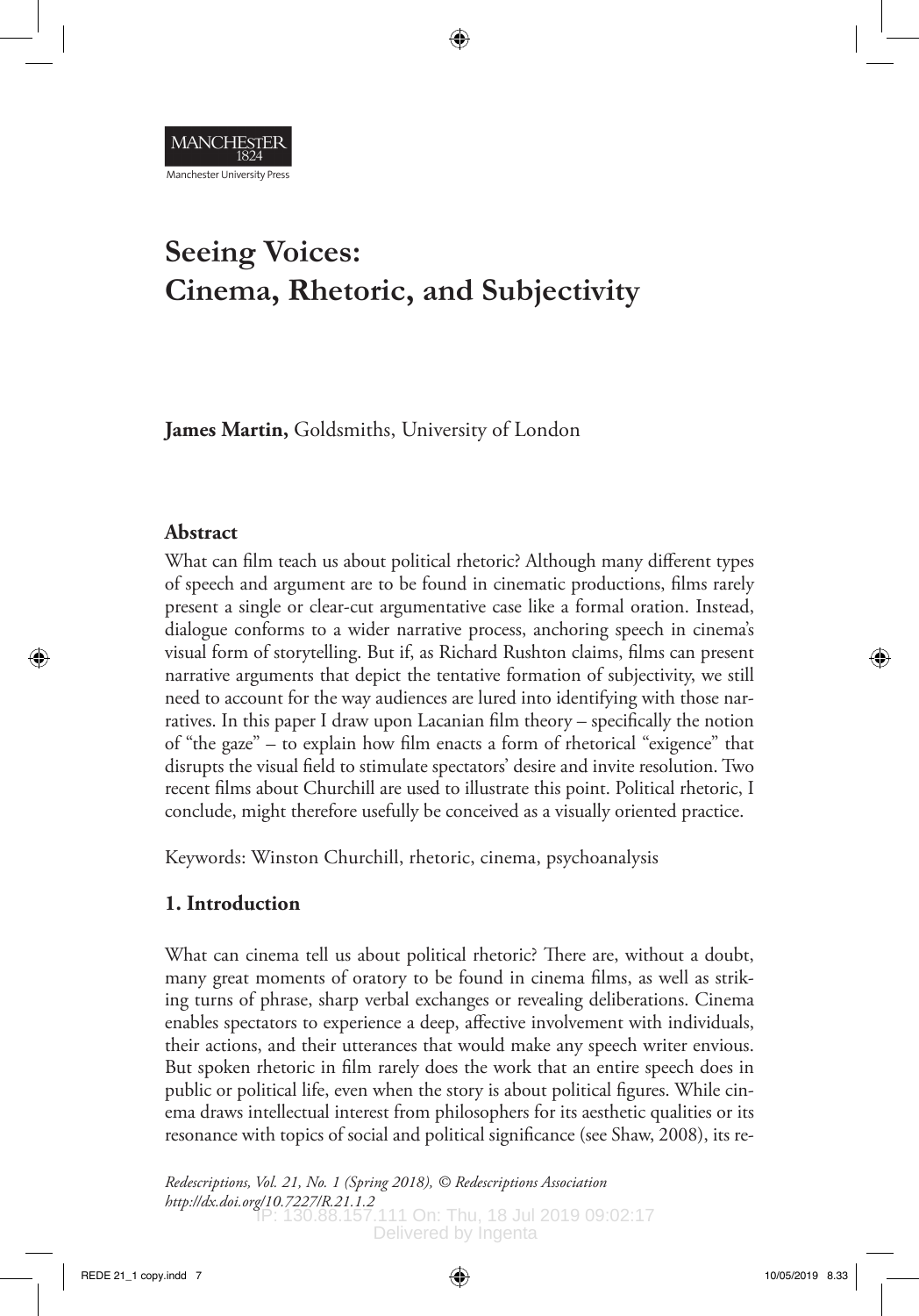# Seeing Voices: Cinema, Rhetoric, and Subjectivity

**James Martin,** Goldsmiths, University of London

## Abstract

What can film teach us about political rhetoric? Although many different types of speech and argument are to be found in cinematic productions, films rarely present a single or clear-cut argumentative case like a formal oration. Instead, dialogue conforms to a wider narrative process, anchoring speech in cinema's visual form of storytelling. But if, as Richard Rushton claims, films can present narrative arguments that depict the tentative formation of subjectivity, we still need to account for the way audiences are lured into identifying with those narratives. In this paper I draw upon Lacanian film theory – specifically the notion of "the gaze" – to explain how film enacts a form of rhetorical "exigence" that disrupts the visual field to stimulate spectators' desire and invite resolution. Two recent films about Churchill are used to illustrate this point. Political rhetoric, I conclude, might therefore usefully be conceived as a visually oriented practice.

Keywords: Winston Churchill, rhetoric, cinema, psychoanalysis

## 1. Introduction

What can cinema tell us about political rhetoric? There are, without a doubt, many great moments of oratory to be found in cinema films, as well as striking turns of phrase, sharp verbal exchanges or revealing deliberations. Cinema enables spectators to experience a deep, affective involvement with individuals, their actions, and their utterances that would make any speech writer envious. But spoken rhetoric in film rarely does the work that an entire speech does in public or political life, even when the story is about political figures. While cinema draws intellectual interest from philosophers for its aesthetic qualities or its resonance with topics of social and political significance (see Shaw, 2008), its re-

*Redescriptions, Vol. 21, No. 1 (Spring 2018), © Redescriptions Association*
*http://dx.doi.org/10.7227/R.21.1.2*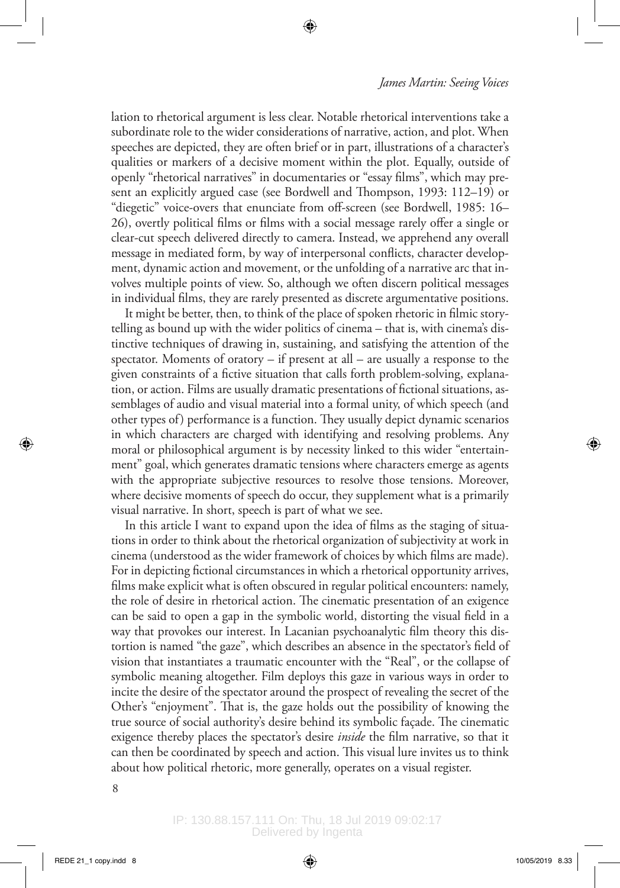lation to rhetorical argument is less clear. Notable rhetorical interventions take a subordinate role to the wider considerations of narrative, action, and plot. When speeches are depicted, they are often brief or in part, illustrations of a character's qualities or markers of a decisive moment within the plot. Equally, outside of openly "rhetorical narratives" in documentaries or "essay films", which may present an explicitly argued case (see Bordwell and Thompson, 1993: 112–19) or "diegetic" voice-overs that enunciate from off-screen (see Bordwell, 1985: 16–26), overtly political films or films with a social message rarely offer a single or clear-cut speech delivered directly to camera. Instead, we apprehend any overall message in mediated form, by way of interpersonal conflicts, character development, dynamic action and movement, or the unfolding of a narrative arc that involves multiple points of view. So, although we often discern political messages in individual films, they are rarely presented as discrete argumentative positions.

It might be better, then, to think of the place of spoken rhetoric in filmic storytelling as bound up with the wider politics of cinema – that is, with cinema's distinctive techniques of drawing in, sustaining, and satisfying the attention of the spectator. Moments of oratory – if present at all – are usually a response to the given constraints of a fictive situation that calls forth problem-solving, explanation, or action. Films are usually dramatic presentations of fictional situations, assemblages of audio and visual material into a formal unity, of which speech (and other types of) performance is a function. They usually depict dynamic scenarios in which characters are charged with identifying and resolving problems. Any moral or philosophical argument is by necessity linked to this wider "entertainment" goal, which generates dramatic tensions where characters emerge as agents with the appropriate subjective resources to resolve those tensions. Moreover, where decisive moments of speech do occur, they supplement what is a primarily visual narrative. In short, speech is part of what we see.

In this article I want to expand upon the idea of films as the staging of situations in order to think about the rhetorical organization of subjectivity at work in cinema (understood as the wider framework of choices by which films are made). For in depicting fictional circumstances in which a rhetorical opportunity arrives, films make explicit what is often obscured in regular political encounters: namely, the role of desire in rhetorical action. The cinematic presentation of an exigence can be said to open a gap in the symbolic world, distorting the visual field in a way that provokes our interest. In Lacanian psychoanalytic film theory this distortion is named "the gaze", which describes an absence in the spectator's field of vision that instantiates a traumatic encounter with the "Real", or the collapse of symbolic meaning altogether. Film deploys this gaze in various ways in order to incite the desire of the spectator around the prospect of revealing the secret of the Other's "enjoyment". That is, the gaze holds out the possibility of knowing the true source of social authority's desire behind its symbolic façade. The cinematic exigence thereby places the spectator's desire *inside* the film narrative, so that it can then be coordinated by speech and action. This visual lure invites us to think about how political rhetoric, more generally, operates on a visual register.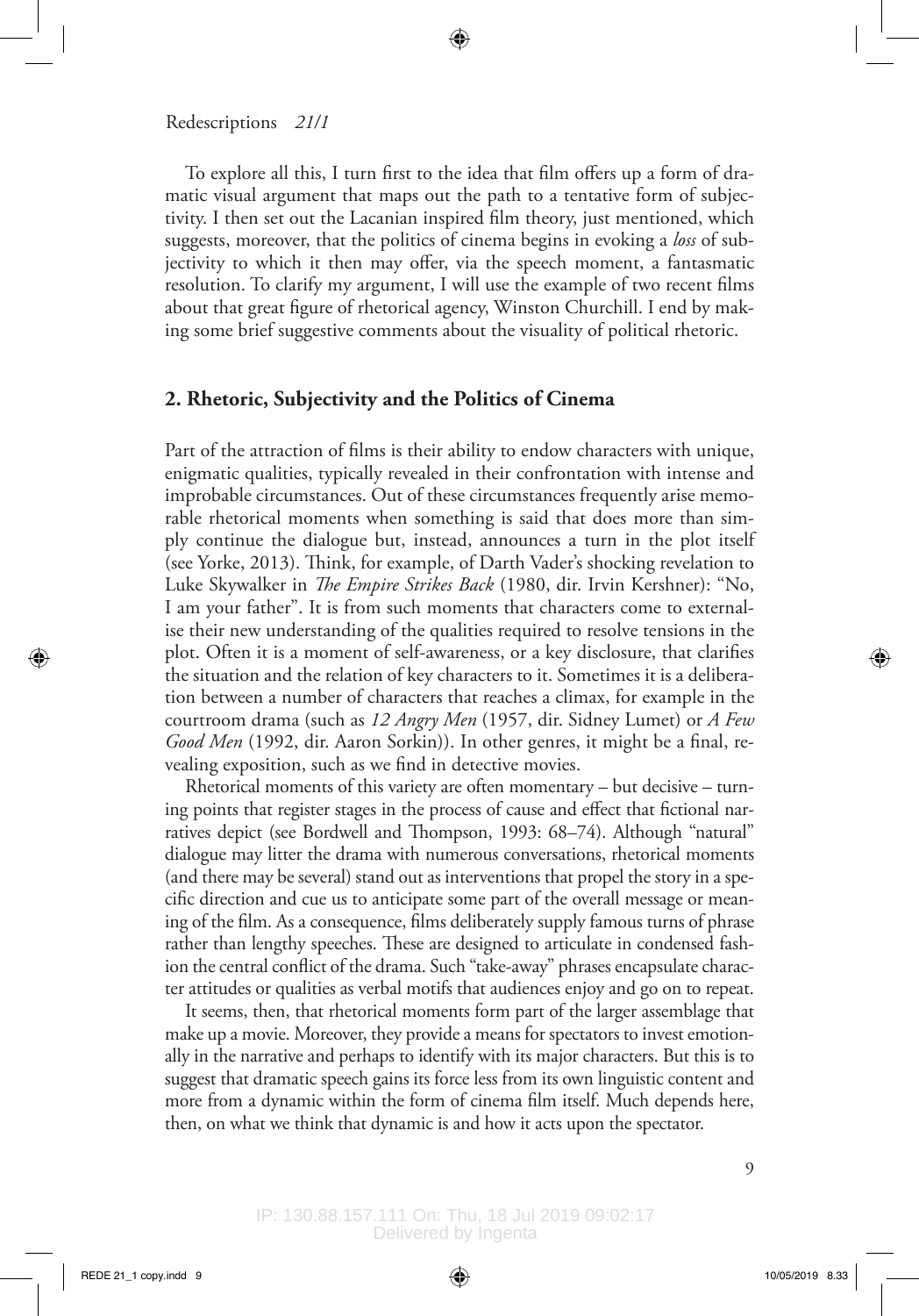To explore all this, I turn first to the idea that film offers up a form of dramatic visual argument that maps out the path to a tentative form of subjectivity. I then set out the Lacanian inspired film theory, just mentioned, which suggests, moreover, that the politics of cinema begins in evoking a *loss* of subjectivity to which it then may offer, via the speech moment, a fantasmatic resolution. To clarify my argument, I will use the example of two recent films about that great figure of rhetorical agency, Winston Churchill. I end by making some brief suggestive comments about the visuality of political rhetoric.

## 2. Rhetoric, Subjectivity and the Politics of Cinema

Part of the attraction of films is their ability to endow characters with unique, enigmatic qualities, typically revealed in their confrontation with intense and improbable circumstances. Out of these circumstances frequently arise memorable rhetorical moments when something is said that does more than simply continue the dialogue but, instead, announces a turn in the plot itself (see Yorke, 2013). Think, for example, of Darth Vader's shocking revelation to Luke Skywalker in *The Empire Strikes Back* (1980, dir. Irvin Kershner): "No, I am your father". It is from such moments that characters come to externalise their new understanding of the qualities required to resolve tensions in the plot. Often it is a moment of self-awareness, or a key disclosure, that clarifies the situation and the relation of key characters to it. Sometimes it is a deliberation between a number of characters that reaches a climax, for example in the courtroom drama (such as *12 Angry Men* (1957, dir. Sidney Lumet) or *A Few Good Men* (1992, dir. Aaron Sorkin)). In other genres, it might be a final, revealing exposition, such as we find in detective movies.

Rhetorical moments of this variety are often momentary – but decisive – turning points that register stages in the process of cause and effect that fictional narratives depict (see Bordwell and Thompson, 1993: 68–74). Although "natural" dialogue may litter the drama with numerous conversations, rhetorical moments (and there may be several) stand out as interventions that propel the story in a specific direction and cue us to anticipate some part of the overall message or meaning of the film. As a consequence, films deliberately supply famous turns of phrase rather than lengthy speeches. These are designed to articulate in condensed fashion the central conflict of the drama. Such "take-away" phrases encapsulate character attitudes or qualities as verbal motifs that audiences enjoy and go on to repeat.

It seems, then, that rhetorical moments form part of the larger assemblage that make up a movie. Moreover, they provide a means for spectators to invest emotionally in the narrative and perhaps to identify with its major characters. But this is to suggest that dramatic speech gains its force less from its own linguistic content and more from a dynamic within the form of cinema film itself. Much depends here, then, on what we think that dynamic is and how it acts upon the spectator.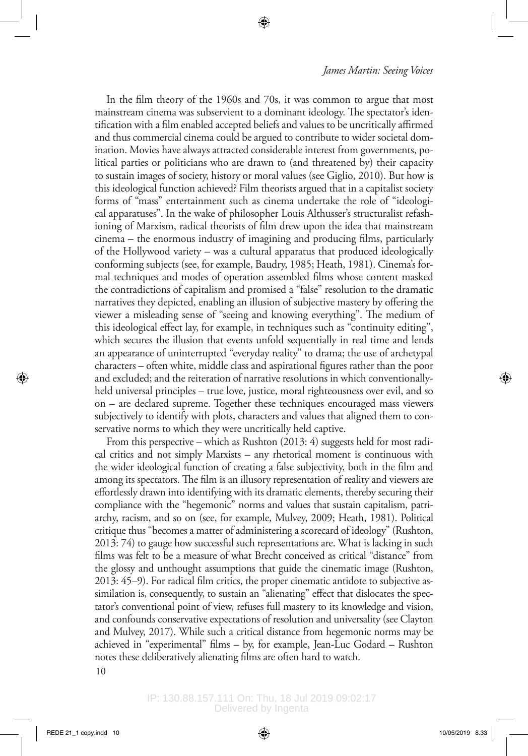In the film theory of the 1960s and 70s, it was common to argue that most mainstream cinema was subservient to a dominant ideology. The spectator's identification with a film enabled accepted beliefs and values to be uncritically affirmed and thus commercial cinema could be argued to contribute to wider societal domination. Movies have always attracted considerable interest from governments, political parties or politicians who are drawn to (and threatened by) their capacity to sustain images of society, history or moral values (see Giglio, 2010). But how is this ideological function achieved? Film theorists argued that in a capitalist society forms of "mass" entertainment such as cinema undertake the role of "ideological apparatuses". In the wake of philosopher Louis Althusser's structuralist refashioning of Marxism, radical theorists of film drew upon the idea that mainstream cinema – the enormous industry of imagining and producing films, particularly of the Hollywood variety – was a cultural apparatus that produced ideologically conforming subjects (see, for example, Baudry, 1985; Heath, 1981). Cinema's formal techniques and modes of operation assembled films whose content masked the contradictions of capitalism and promised a "false" resolution to the dramatic narratives they depicted, enabling an illusion of subjective mastery by offering the viewer a misleading sense of "seeing and knowing everything". The medium of this ideological effect lay, for example, in techniques such as "continuity editing", which secures the illusion that events unfold sequentially in real time and lends an appearance of uninterrupted "everyday reality" to drama; the use of archetypal characters – often white, middle class and aspirational figures rather than the poor and excluded; and the reiteration of narrative resolutions in which conventionally-held universal principles – true love, justice, moral righteousness over evil, and so on – are declared supreme. Together these techniques encouraged mass viewers subjectively to identify with plots, characters and values that aligned them to conservative norms to which they were uncritically held captive.

From this perspective – which as Rushton (2013: 4) suggests held for most radical critics and not simply Marxists – any rhetorical moment is continuous with the wider ideological function of creating a false subjectivity, both in the film and among its spectators. The film is an illusory representation of reality and viewers are effortlessly drawn into identifying with its dramatic elements, thereby securing their compliance with the "hegemonic" norms and values that sustain capitalism, patriarchy, racism, and so on (see, for example, Mulvey, 2009; Heath, 1981). Political critique thus "becomes a matter of administering a scorecard of ideology" (Rushton, 2013: 74) to gauge how successful such representations are. What is lacking in such films was felt to be a measure of what Brecht conceived as critical "distance" from the glossy and unthought assumptions that guide the cinematic image (Rushton, 2013: 45–9). For radical film critics, the proper cinematic antidote to subjective assimilation is, consequently, to sustain an "alienating" effect that dislocates the spectator's conventional point of view, refuses full mastery to its knowledge and vision, and confounds conservative expectations of resolution and universality (see Clayton and Mulvey, 2017). While such a critical distance from hegemonic norms may be achieved in "experimental" films – by, for example, Jean-Luc Godard – Rushton notes these deliberatively alienating films are often hard to watch.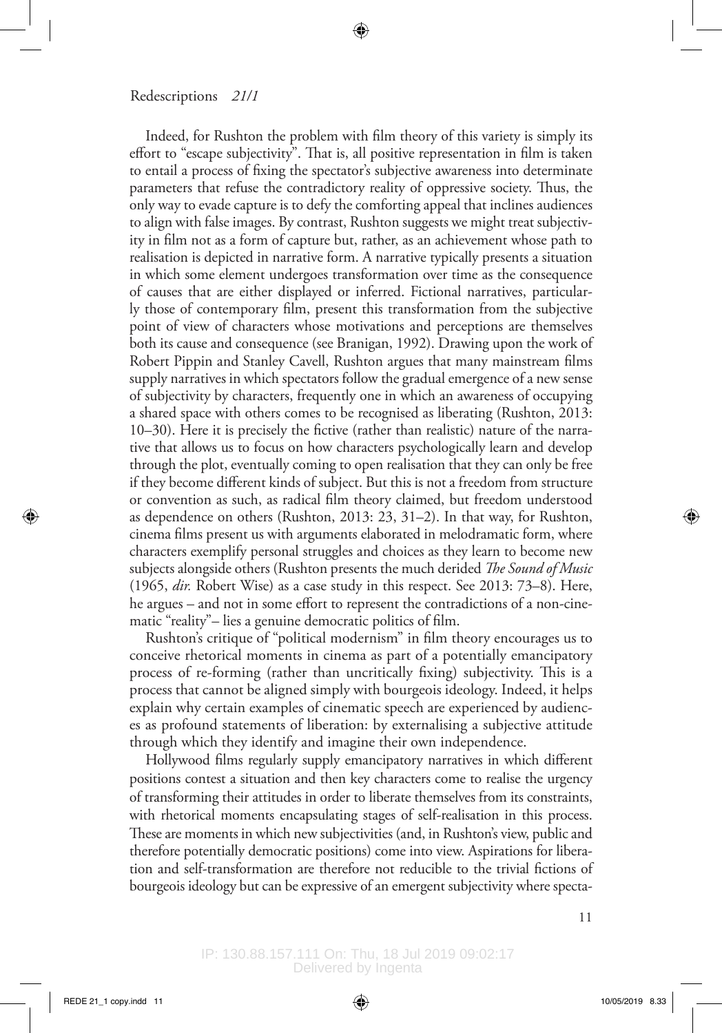Indeed, for Rushton the problem with film theory of this variety is simply its effort to "escape subjectivity". That is, all positive representation in film is taken to entail a process of fixing the spectator's subjective awareness into determinate parameters that refuse the contradictory reality of oppressive society. Thus, the only way to evade capture is to defy the comforting appeal that inclines audiences to align with false images. By contrast, Rushton suggests we might treat subjectivity in film not as a form of capture but, rather, as an achievement whose path to realisation is depicted in narrative form. A narrative typically presents a situation in which some element undergoes transformation over time as the consequence of causes that are either displayed or inferred. Fictional narratives, particularly those of contemporary film, present this transformation from the subjective point of view of characters whose motivations and perceptions are themselves both its cause and consequence (see Branigan, 1992). Drawing upon the work of Robert Pippin and Stanley Cavell, Rushton argues that many mainstream films supply narratives in which spectators follow the gradual emergence of a new sense of subjectivity by characters, frequently one in which an awareness of occupying a shared space with others comes to be recognised as liberating (Rushton, 2013: 10–30). Here it is precisely the fictive (rather than realistic) nature of the narrative that allows us to focus on how characters psychologically learn and develop through the plot, eventually coming to open realisation that they can only be free if they become different kinds of subject. But this is not a freedom from structure or convention as such, as radical film theory claimed, but freedom understood as dependence on others (Rushton, 2013: 23, 31–2). In that way, for Rushton, cinema films present us with arguments elaborated in melodramatic form, where characters exemplify personal struggles and choices as they learn to become new subjects alongside others (Rushton presents the much derided *The Sound of Music* (1965, *dir.* Robert Wise) as a case study in this respect. See 2013: 73–8). Here, he argues – and not in some effort to represent the contradictions of a non-cinematic "reality"– lies a genuine democratic politics of film.

Rushton's critique of "political modernism" in film theory encourages us to conceive rhetorical moments in cinema as part of a potentially emancipatory process of re-forming (rather than uncritically fixing) subjectivity. This is a process that cannot be aligned simply with bourgeois ideology. Indeed, it helps explain why certain examples of cinematic speech are experienced by audiences as profound statements of liberation: by externalising a subjective attitude through which they identify and imagine their own independence.

Hollywood films regularly supply emancipatory narratives in which different positions contest a situation and then key characters come to realise the urgency of transforming their attitudes in order to liberate themselves from its constraints, with rhetorical moments encapsulating stages of self-realisation in this process. These are moments in which new subjectivities (and, in Rushton's view, public and therefore potentially democratic positions) come into view. Aspirations for liberation and self-transformation are therefore not reducible to the trivial fictions of bourgeois ideology but can be expressive of an emergent subjectivity where specta-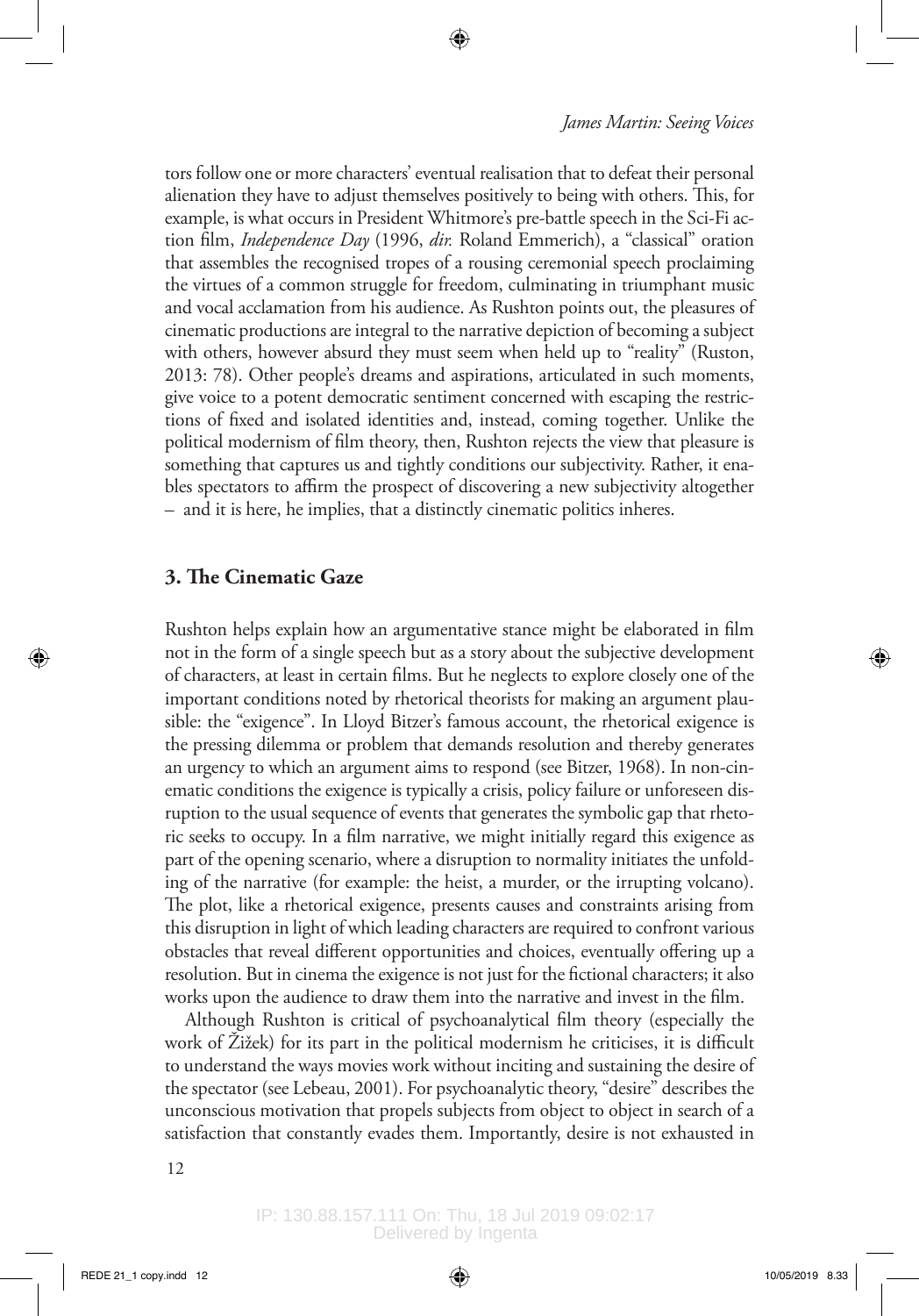tors follow one or more characters' eventual realisation that to defeat their personal alienation they have to adjust themselves positively to being with others. This, for example, is what occurs in President Whitmore's pre-battle speech in the Sci-Fi action film, *Independence Day* (1996, *dir.* Roland Emmerich), a "classical" oration that assembles the recognised tropes of a rousing ceremonial speech proclaiming the virtues of a common struggle for freedom, culminating in triumphant music and vocal acclamation from his audience. As Rushton points out, the pleasures of cinematic productions are integral to the narrative depiction of becoming a subject with others, however absurd they must seem when held up to "reality" (Ruston, 2013: 78). Other people's dreams and aspirations, articulated in such moments, give voice to a potent democratic sentiment concerned with escaping the restrictions of fixed and isolated identities and, instead, coming together. Unlike the political modernism of film theory, then, Rushton rejects the view that pleasure is something that captures us and tightly conditions our subjectivity. Rather, it enables spectators to affirm the prospect of discovering a new subjectivity altogether – and it is here, he implies, that a distinctly cinematic politics inheres.

## 3. The Cinematic Gaze

Rushton helps explain how an argumentative stance might be elaborated in film not in the form of a single speech but as a story about the subjective development of characters, at least in certain films. But he neglects to explore closely one of the important conditions noted by rhetorical theorists for making an argument plausible: the "exigence". In Lloyd Bitzer's famous account, the rhetorical exigence is the pressing dilemma or problem that demands resolution and thereby generates an urgency to which an argument aims to respond (see Bitzer, 1968). In non-cinematic conditions the exigence is typically a crisis, policy failure or unforeseen disruption to the usual sequence of events that generates the symbolic gap that rhetoric seeks to occupy. In a film narrative, we might initially regard this exigence as part of the opening scenario, where a disruption to normality initiates the unfolding of the narrative (for example: the heist, a murder, or the irrupting volcano). The plot, like a rhetorical exigence, presents causes and constraints arising from this disruption in light of which leading characters are required to confront various obstacles that reveal different opportunities and choices, eventually offering up a resolution. But in cinema the exigence is not just for the fictional characters; it also works upon the audience to draw them into the narrative and invest in the film.

Although Rushton is critical of psychoanalytical film theory (especially the work of Žižek) for its part in the political modernism he criticises, it is difficult to understand the ways movies work without inciting and sustaining the desire of the spectator (see Lebeau, 2001). For psychoanalytic theory, "desire" describes the unconscious motivation that propels subjects from object to object in search of a satisfaction that constantly evades them. Importantly, desire is not exhausted in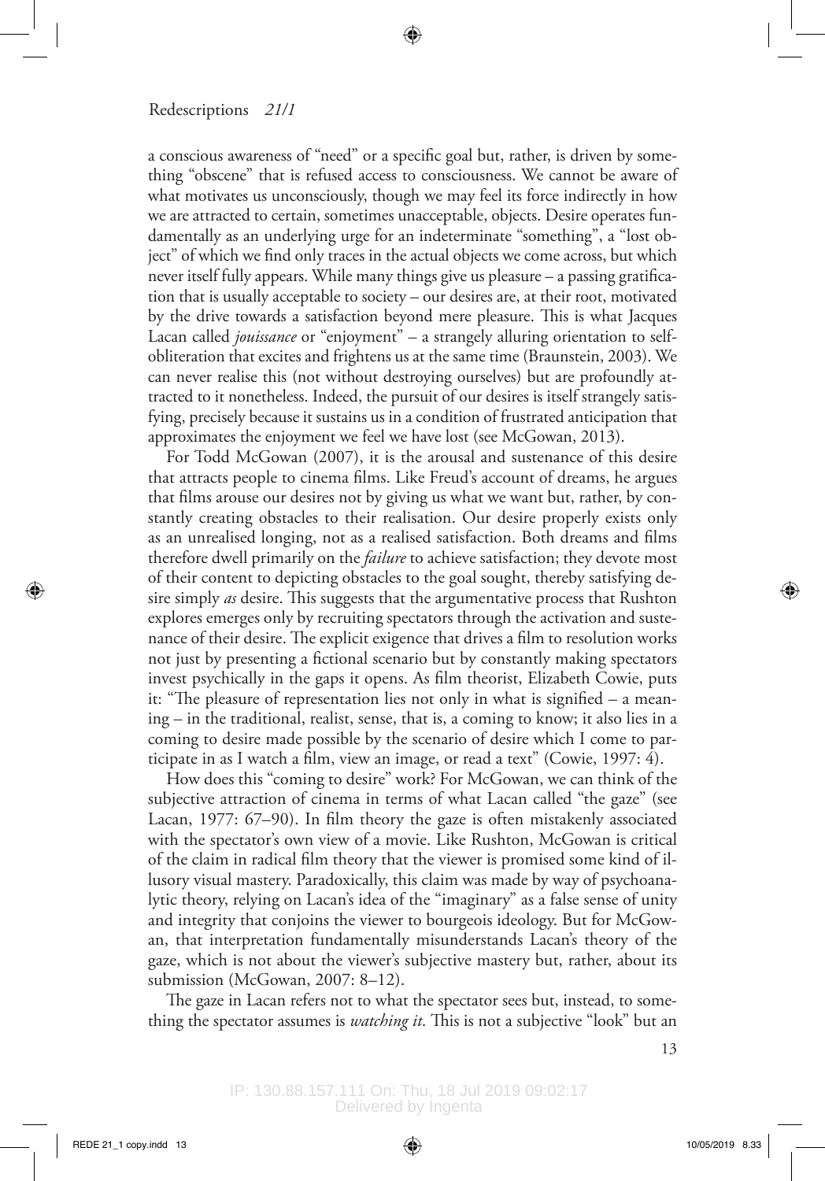a conscious awareness of "need" or a specific goal but, rather, is driven by something "obscene" that is refused access to consciousness. We cannot be aware of what motivates us unconsciously, though we may feel its force indirectly in how we are attracted to certain, sometimes unacceptable, objects. Desire operates fundamentally as an underlying urge for an indeterminate "something", a "lost object" of which we find only traces in the actual objects we come across, but which never itself fully appears. While many things give us pleasure – a passing gratification that is usually acceptable to society – our desires are, at their root, motivated by the drive towards a satisfaction beyond mere pleasure. This is what Jacques Lacan called *jouissance* or "enjoyment" – a strangely alluring orientation to self-obliteration that excites and frightens us at the same time (Braunstein, 2003). We can never realise this (not without destroying ourselves) but are profoundly attracted to it nonetheless. Indeed, the pursuit of our desires is itself strangely satisfying, precisely because it sustains us in a condition of frustrated anticipation that approximates the enjoyment we feel we have lost (see McGowan, 2013).

For Todd McGowan (2007), it is the arousal and sustenance of this desire that attracts people to cinema films. Like Freud's account of dreams, he argues that films arouse our desires not by giving us what we want but, rather, by constantly creating obstacles to their realisation. Our desire properly exists only as an unrealised longing, not as a realised satisfaction. Both dreams and films therefore dwell primarily on the *failure* to achieve satisfaction; they devote most of their content to depicting obstacles to the goal sought, thereby satisfying desire simply *as* desire. This suggests that the argumentative process that Rushton explores emerges only by recruiting spectators through the activation and sustenance of their desire. The explicit exigence that drives a film to resolution works not just by presenting a fictional scenario but by constantly making spectators invest psychically in the gaps it opens. As film theorist, Elizabeth Cowie, puts it: "The pleasure of representation lies not only in what is signified – a meaning – in the traditional, realist, sense, that is, a coming to know; it also lies in a coming to desire made possible by the scenario of desire which I come to participate in as I watch a film, view an image, or read a text" (Cowie, 1997: 4).

How does this "coming to desire" work? For McGowan, we can think of the subjective attraction of cinema in terms of what Lacan called "the gaze" (see Lacan, 1977: 67–90). In film theory the gaze is often mistakenly associated with the spectator's own view of a movie. Like Rushton, McGowan is critical of the claim in radical film theory that the viewer is promised some kind of illusory visual mastery. Paradoxically, this claim was made by way of psychoanalytic theory, relying on Lacan's idea of the "imaginary" as a false sense of unity and integrity that conjoins the viewer to bourgeois ideology. But for McGowan, that interpretation fundamentally misunderstands Lacan's theory of the gaze, which is not about the viewer's subjective mastery but, rather, about its submission (McGowan, 2007: 8–12).

The gaze in Lacan refers not to what the spectator sees but, instead, to something the spectator assumes is *watching it*. This is not a subjective "look" but an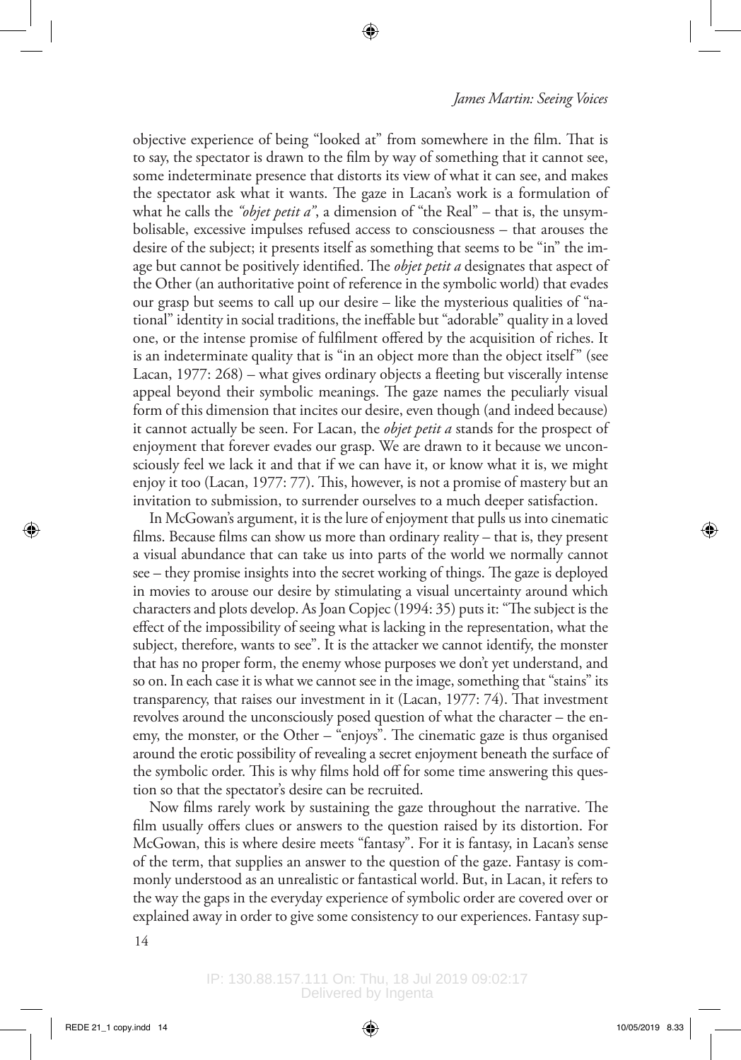objective experience of being "looked at" from somewhere in the film. That is to say, the spectator is drawn to the film by way of something that it cannot see, some indeterminate presence that distorts its view of what it can see, and makes the spectator ask what it wants. The gaze in Lacan's work is a formulation of what he calls the *"objet petit a"*, a dimension of "the Real" – that is, the unsymbolisable, excessive impulses refused access to consciousness – that arouses the desire of the subject; it presents itself as something that seems to be "in" the image but cannot be positively identified. The *objet petit a* designates that aspect of the Other (an authoritative point of reference in the symbolic world) that evades our grasp but seems to call up our desire – like the mysterious qualities of "national" identity in social traditions, the ineffable but "adorable" quality in a loved one, or the intense promise of fulfilment offered by the acquisition of riches. It is an indeterminate quality that is "in an object more than the object itself" (see Lacan, 1977: 268) – what gives ordinary objects a fleeting but viscerally intense appeal beyond their symbolic meanings. The gaze names the peculiarly visual form of this dimension that incites our desire, even though (and indeed because) it cannot actually be seen. For Lacan, the *objet petit a* stands for the prospect of enjoyment that forever evades our grasp. We are drawn to it because we unconsciously feel we lack it and that if we can have it, or know what it is, we might enjoy it too (Lacan, 1977: 77). This, however, is not a promise of mastery but an invitation to submission, to surrender ourselves to a much deeper satisfaction.

In McGowan's argument, it is the lure of enjoyment that pulls us into cinematic films. Because films can show us more than ordinary reality – that is, they present a visual abundance that can take us into parts of the world we normally cannot see – they promise insights into the secret working of things. The gaze is deployed in movies to arouse our desire by stimulating a visual uncertainty around which characters and plots develop. As Joan Copjec (1994: 35) puts it: "The subject is the effect of the impossibility of seeing what is lacking in the representation, what the subject, therefore, wants to see". It is the attacker we cannot identify, the monster that has no proper form, the enemy whose purposes we don't yet understand, and so on. In each case it is what we cannot see in the image, something that "stains" its transparency, that raises our investment in it (Lacan, 1977: 74). That investment revolves around the unconsciously posed question of what the character – the enemy, the monster, or the Other – "enjoys". The cinematic gaze is thus organised around the erotic possibility of revealing a secret enjoyment beneath the surface of the symbolic order. This is why films hold off for some time answering this question so that the spectator's desire can be recruited.

Now films rarely work by sustaining the gaze throughout the narrative. The film usually offers clues or answers to the question raised by its distortion. For McGowan, this is where desire meets "fantasy". For it is fantasy, in Lacan's sense of the term, that supplies an answer to the question of the gaze. Fantasy is commonly understood as an unrealistic or fantastical world. But, in Lacan, it refers to the way the gaps in the everyday experience of symbolic order are covered over or explained away in order to give some consistency to our experiences. Fantasy sup-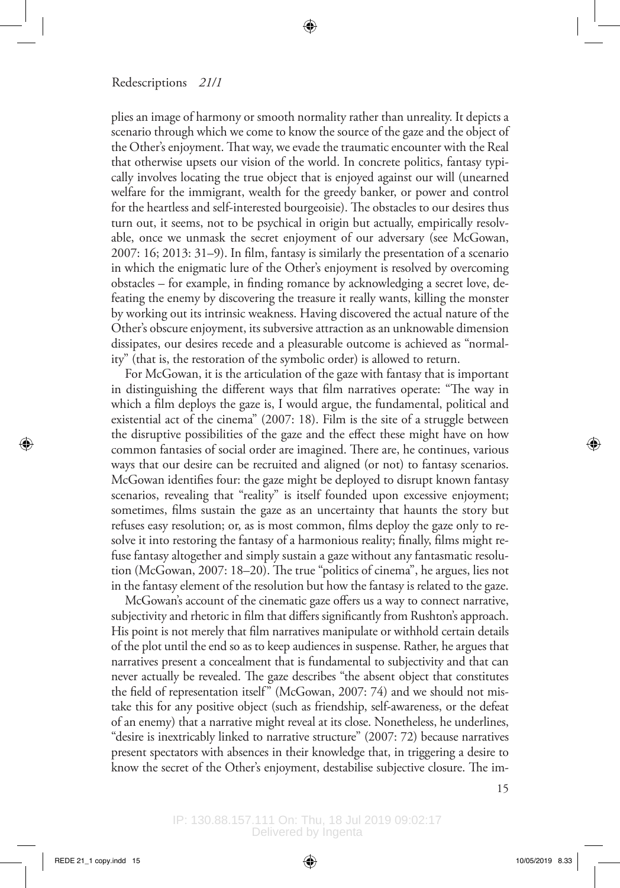plies an image of harmony or smooth normality rather than unreality. It depicts a scenario through which we come to know the source of the gaze and the object of the Other's enjoyment. That way, we evade the traumatic encounter with the Real that otherwise upsets our vision of the world. In concrete politics, fantasy typically involves locating the true object that is enjoyed against our will (unearned welfare for the immigrant, wealth for the greedy banker, or power and control for the heartless and self-interested bourgeoisie). The obstacles to our desires thus turn out, it seems, not to be psychical in origin but actually, empirically resolvable, once we unmask the secret enjoyment of our adversary (see McGowan, 2007: 16; 2013: 31–9). In film, fantasy is similarly the presentation of a scenario in which the enigmatic lure of the Other's enjoyment is resolved by overcoming obstacles – for example, in finding romance by acknowledging a secret love, defeating the enemy by discovering the treasure it really wants, killing the monster by working out its intrinsic weakness. Having discovered the actual nature of the Other's obscure enjoyment, its subversive attraction as an unknowable dimension dissipates, our desires recede and a pleasurable outcome is achieved as "normality" (that is, the restoration of the symbolic order) is allowed to return.

For McGowan, it is the articulation of the gaze with fantasy that is important in distinguishing the different ways that film narratives operate: "The way in which a film deploys the gaze is, I would argue, the fundamental, political and existential act of the cinema" (2007: 18). Film is the site of a struggle between the disruptive possibilities of the gaze and the effect these might have on how common fantasies of social order are imagined. There are, he continues, various ways that our desire can be recruited and aligned (or not) to fantasy scenarios. McGowan identifies four: the gaze might be deployed to disrupt known fantasy scenarios, revealing that "reality" is itself founded upon excessive enjoyment; sometimes, films sustain the gaze as an uncertainty that haunts the story but refuses easy resolution; or, as is most common, films deploy the gaze only to resolve it into restoring the fantasy of a harmonious reality; finally, films might refuse fantasy altogether and simply sustain a gaze without any fantasmatic resolution (McGowan, 2007: 18–20). The true "politics of cinema", he argues, lies not in the fantasy element of the resolution but how the fantasy is related to the gaze.

McGowan's account of the cinematic gaze offers us a way to connect narrative, subjectivity and rhetoric in film that differs significantly from Rushton's approach. His point is not merely that film narratives manipulate or withhold certain details of the plot until the end so as to keep audiences in suspense. Rather, he argues that narratives present a concealment that is fundamental to subjectivity and that can never actually be revealed. The gaze describes "the absent object that constitutes the field of representation itself" (McGowan, 2007: 74) and we should not mistake this for any positive object (such as friendship, self-awareness, or the defeat of an enemy) that a narrative might reveal at its close. Nonetheless, he underlines, "desire is inextricably linked to narrative structure" (2007: 72) because narratives present spectators with absences in their knowledge that, in triggering a desire to know the secret of the Other's enjoyment, destabilise subjective closure. The im-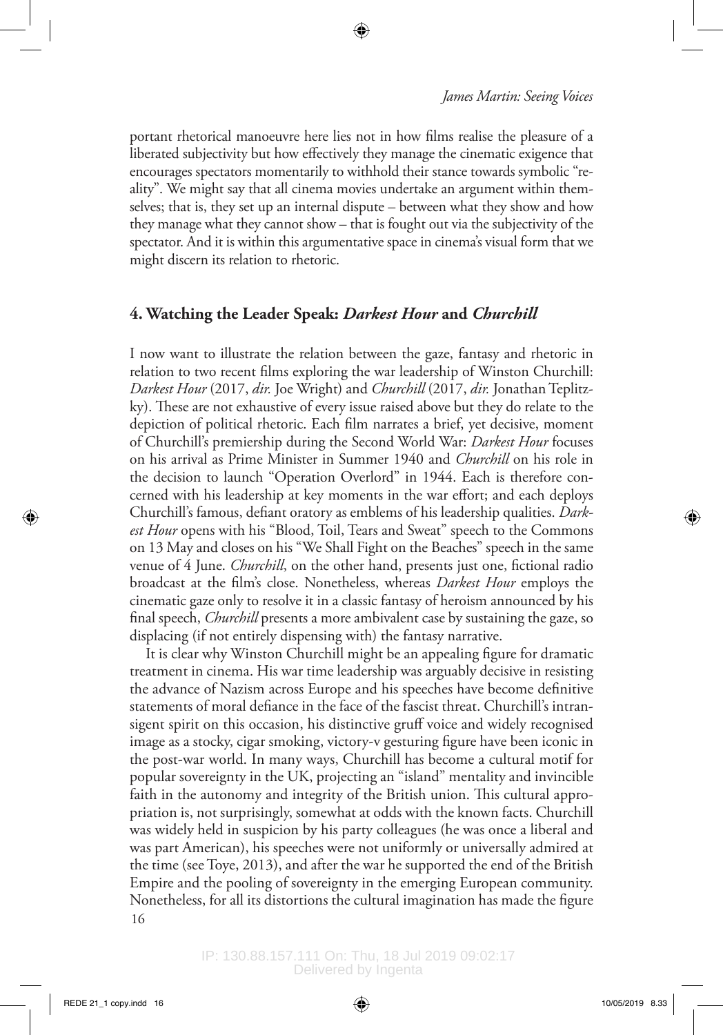portant rhetorical manoeuvre here lies not in how films realise the pleasure of a liberated subjectivity but how effectively they manage the cinematic exigence that encourages spectators momentarily to withhold their stance towards symbolic "reality". We might say that all cinema movies undertake an argument within themselves; that is, they set up an internal dispute – between what they show and how they manage what they cannot show – that is fought out via the subjectivity of the spectator. And it is within this argumentative space in cinema's visual form that we might discern its relation to rhetoric.

## 4. Watching the Leader Speak: *Darkest Hour* and *Churchill*

I now want to illustrate the relation between the gaze, fantasy and rhetoric in relation to two recent films exploring the war leadership of Winston Churchill: *Darkest Hour* (2017, *dir.* Joe Wright) and *Churchill* (2017, *dir.* Jonathan Teplitzky). These are not exhaustive of every issue raised above but they do relate to the depiction of political rhetoric. Each film narrates a brief, yet decisive, moment of Churchill's premiership during the Second World War: *Darkest Hour* focuses on his arrival as Prime Minister in Summer 1940 and *Churchill* on his role in the decision to launch "Operation Overlord" in 1944. Each is therefore concerned with his leadership at key moments in the war effort; and each deploys Churchill's famous, defiant oratory as emblems of his leadership qualities. *Darkest Hour* opens with his "Blood, Toil, Tears and Sweat" speech to the Commons on 13 May and closes on his "We Shall Fight on the Beaches" speech in the same venue of 4 June. *Churchill*, on the other hand, presents just one, fictional radio broadcast at the film's close. Nonetheless, whereas *Darkest Hour* employs the cinematic gaze only to resolve it in a classic fantasy of heroism announced by his final speech, *Churchill* presents a more ambivalent case by sustaining the gaze, so displacing (if not entirely dispensing with) the fantasy narrative.

It is clear why Winston Churchill might be an appealing figure for dramatic treatment in cinema. His war time leadership was arguably decisive in resisting the advance of Nazism across Europe and his speeches have become definitive statements of moral defiance in the face of the fascist threat. Churchill's intransigent spirit on this occasion, his distinctive gruff voice and widely recognised image as a stocky, cigar smoking, victory-v gesturing figure have been iconic in the post-war world. In many ways, Churchill has become a cultural motif for popular sovereignty in the UK, projecting an "island" mentality and invincible faith in the autonomy and integrity of the British union. This cultural appropriation is, not surprisingly, somewhat at odds with the known facts. Churchill was widely held in suspicion by his party colleagues (he was once a liberal and was part American), his speeches were not uniformly or universally admired at the time (see Toye, 2013), and after the war he supported the end of the British Empire and the pooling of sovereignty in the emerging European community. Nonetheless, for all its distortions the cultural imagination has made the figure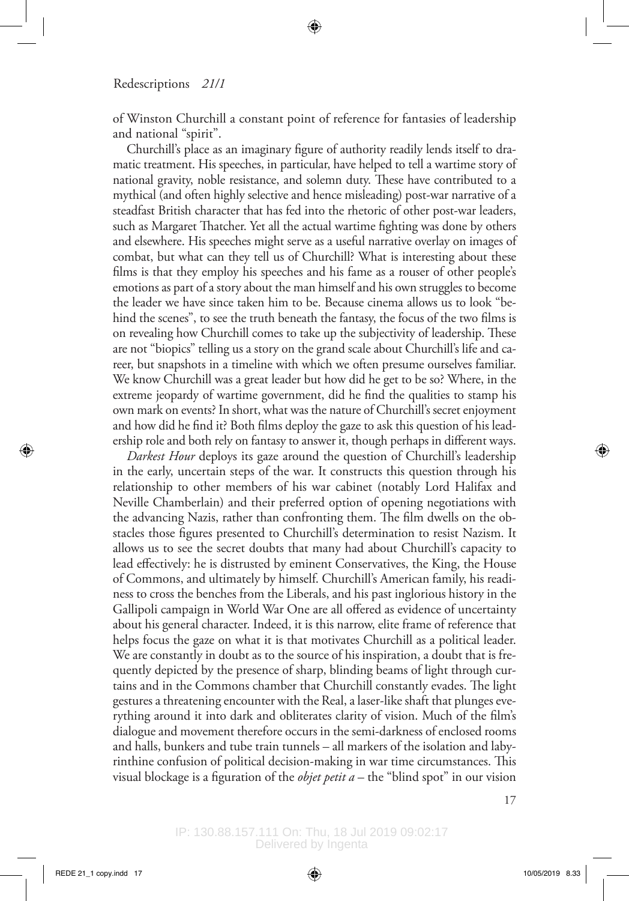of Winston Churchill a constant point of reference for fantasies of leadership and national "spirit".

Churchill's place as an imaginary figure of authority readily lends itself to dramatic treatment. His speeches, in particular, have helped to tell a wartime story of national gravity, noble resistance, and solemn duty. These have contributed to a mythical (and often highly selective and hence misleading) post-war narrative of a steadfast British character that has fed into the rhetoric of other post-war leaders, such as Margaret Thatcher. Yet all the actual wartime fighting was done by others and elsewhere. His speeches might serve as a useful narrative overlay on images of combat, but what can they tell us of Churchill? What is interesting about these films is that they employ his speeches and his fame as a rouser of other people's emotions as part of a story about the man himself and his own struggles to become the leader we have since taken him to be. Because cinema allows us to look "behind the scenes", to see the truth beneath the fantasy, the focus of the two films is on revealing how Churchill comes to take up the subjectivity of leadership. These are not "biopics" telling us a story on the grand scale about Churchill's life and career, but snapshots in a timeline with which we often presume ourselves familiar. We know Churchill was a great leader but how did he get to be so? Where, in the extreme jeopardy of wartime government, did he find the qualities to stamp his own mark on events? In short, what was the nature of Churchill's secret enjoyment and how did he find it? Both films deploy the gaze to ask this question of his leadership role and both rely on fantasy to answer it, though perhaps in different ways.

*Darkest Hour* deploys its gaze around the question of Churchill's leadership in the early, uncertain steps of the war. It constructs this question through his relationship to other members of his war cabinet (notably Lord Halifax and Neville Chamberlain) and their preferred option of opening negotiations with the advancing Nazis, rather than confronting them. The film dwells on the obstacles those figures presented to Churchill's determination to resist Nazism. It allows us to see the secret doubts that many had about Churchill's capacity to lead effectively: he is distrusted by eminent Conservatives, the King, the House of Commons, and ultimately by himself. Churchill's American family, his readiness to cross the benches from the Liberals, and his past inglorious history in the Gallipoli campaign in World War One are all offered as evidence of uncertainty about his general character. Indeed, it is this narrow, elite frame of reference that helps focus the gaze on what it is that motivates Churchill as a political leader. We are constantly in doubt as to the source of his inspiration, a doubt that is frequently depicted by the presence of sharp, blinding beams of light through curtains and in the Commons chamber that Churchill constantly evades. The light gestures a threatening encounter with the Real, a laser-like shaft that plunges everything around it into dark and obliterates clarity of vision. Much of the film's dialogue and movement therefore occurs in the semi-darkness of enclosed rooms and halls, bunkers and tube train tunnels – all markers of the isolation and labyrinthine confusion of political decision-making in war time circumstances. This visual blockage is a figuration of the *objet petit a* – the "blind spot" in our vision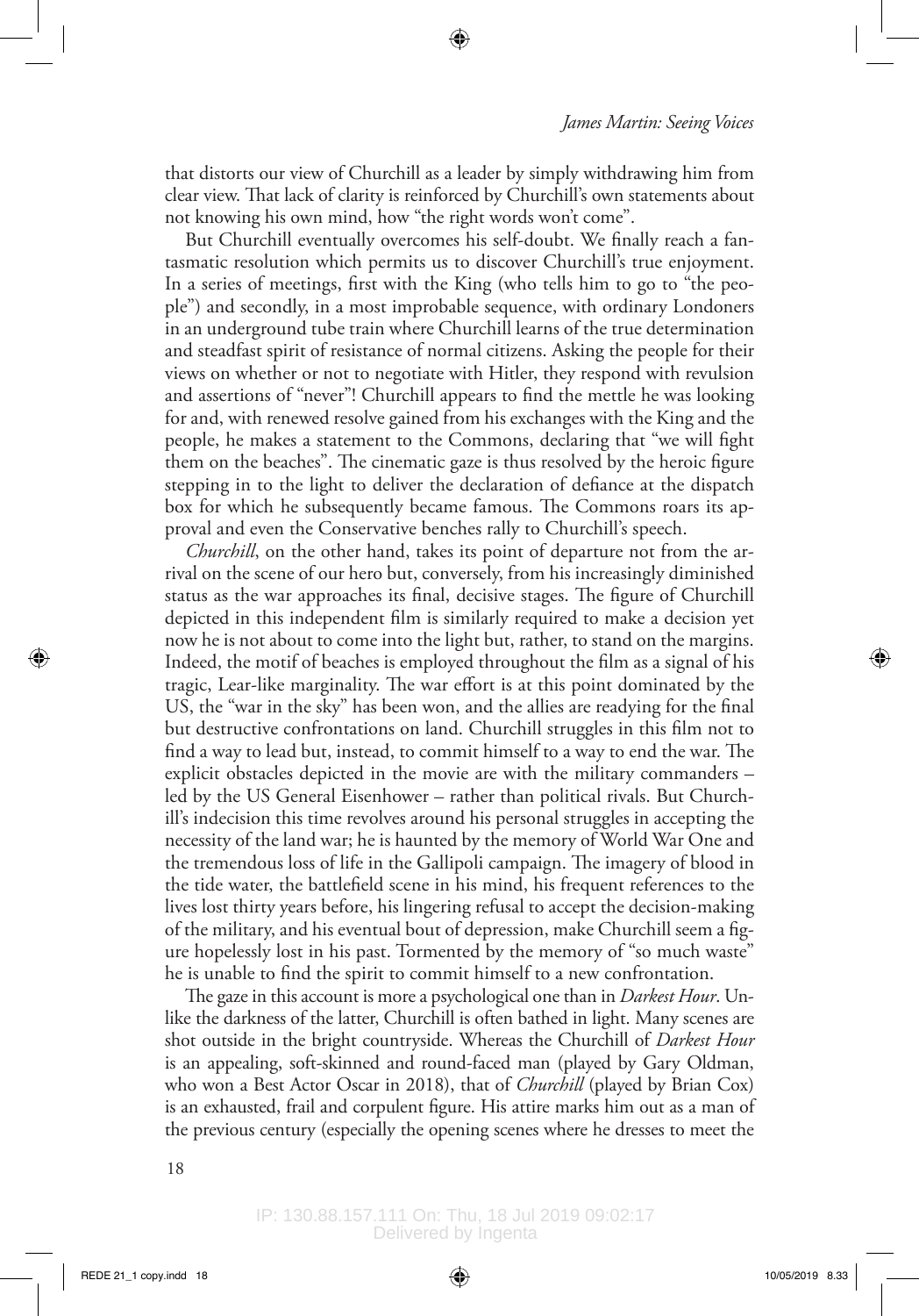that distorts our view of Churchill as a leader by simply withdrawing him from clear view. That lack of clarity is reinforced by Churchill's own statements about not knowing his own mind, how "the right words won't come".

But Churchill eventually overcomes his self-doubt. We finally reach a fantasmatic resolution which permits us to discover Churchill's true enjoyment. In a series of meetings, first with the King (who tells him to go to "the people") and secondly, in a most improbable sequence, with ordinary Londoners in an underground tube train where Churchill learns of the true determination and steadfast spirit of resistance of normal citizens. Asking the people for their views on whether or not to negotiate with Hitler, they respond with revulsion and assertions of "never"! Churchill appears to find the mettle he was looking for and, with renewed resolve gained from his exchanges with the King and the people, he makes a statement to the Commons, declaring that "we will fight them on the beaches". The cinematic gaze is thus resolved by the heroic figure stepping in to the light to deliver the declaration of defiance at the dispatch box for which he subsequently became famous. The Commons roars its approval and even the Conservative benches rally to Churchill's speech.

*Churchill*, on the other hand, takes its point of departure not from the arrival on the scene of our hero but, conversely, from his increasingly diminished status as the war approaches its final, decisive stages. The figure of Churchill depicted in this independent film is similarly required to make a decision yet now he is not about to come into the light but, rather, to stand on the margins. Indeed, the motif of beaches is employed throughout the film as a signal of his tragic, Lear-like marginality. The war effort is at this point dominated by the US, the "war in the sky" has been won, and the allies are readying for the final but destructive confrontations on land. Churchill struggles in this film not to find a way to lead but, instead, to commit himself to a way to end the war. The explicit obstacles depicted in the movie are with the military commanders – led by the US General Eisenhower – rather than political rivals. But Churchill's indecision this time revolves around his personal struggles in accepting the necessity of the land war; he is haunted by the memory of World War One and the tremendous loss of life in the Gallipoli campaign. The imagery of blood in the tide water, the battlefield scene in his mind, his frequent references to the lives lost thirty years before, his lingering refusal to accept the decision-making of the military, and his eventual bout of depression, make Churchill seem a figure hopelessly lost in his past. Tormented by the memory of "so much waste" he is unable to find the spirit to commit himself to a new confrontation.

The gaze in this account is more a psychological one than in *Darkest Hour*. Unlike the darkness of the latter, Churchill is often bathed in light. Many scenes are shot outside in the bright countryside. Whereas the Churchill of *Darkest Hour* is an appealing, soft-skinned and round-faced man (played by Gary Oldman, who won a Best Actor Oscar in 2018), that of *Churchill* (played by Brian Cox) is an exhausted, frail and corpulent figure. His attire marks him out as a man of the previous century (especially the opening scenes where he dresses to meet the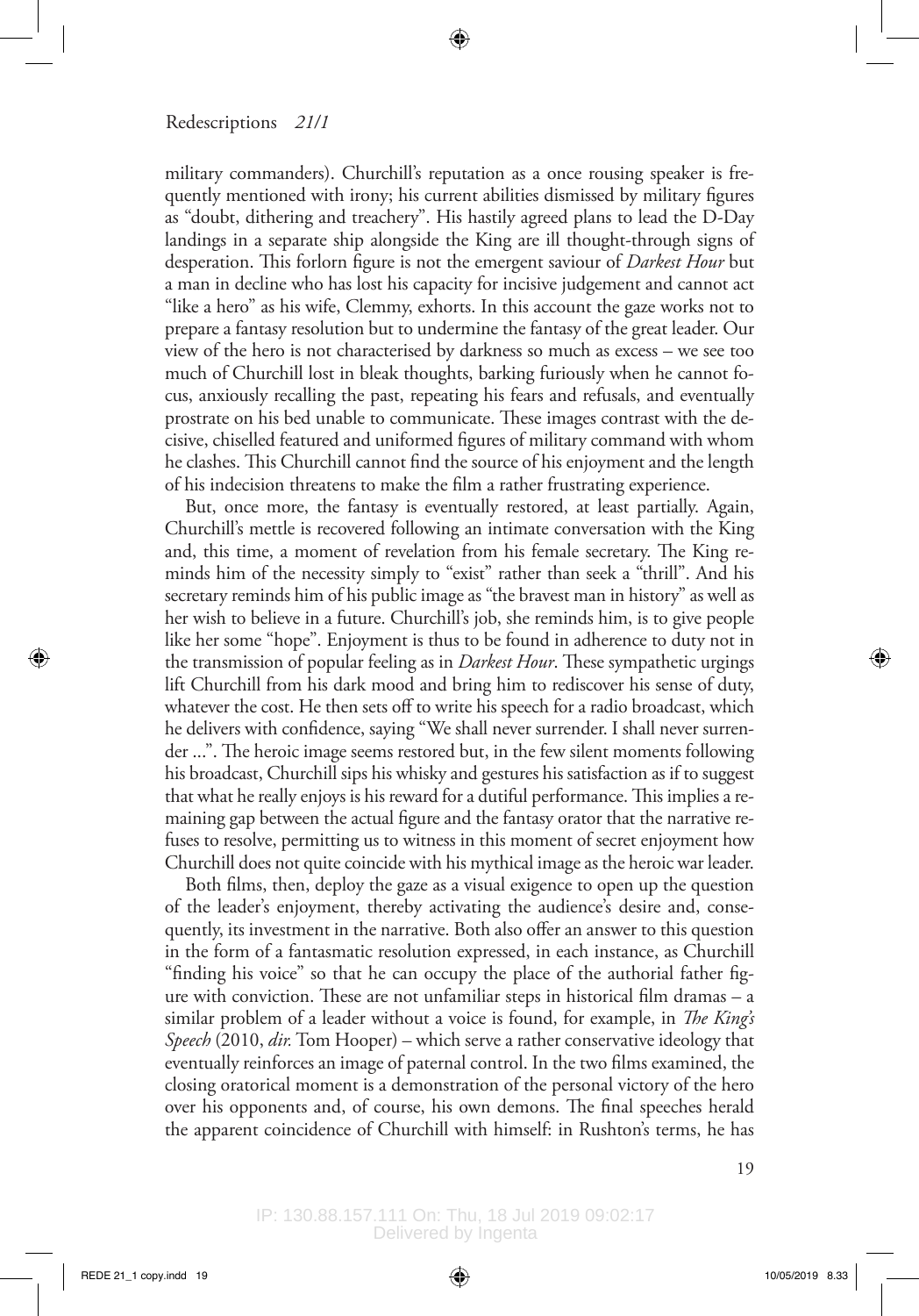military commanders). Churchill's reputation as a once rousing speaker is frequently mentioned with irony; his current abilities dismissed by military figures as "doubt, dithering and treachery". His hastily agreed plans to lead the D-Day landings in a separate ship alongside the King are ill thought-through signs of desperation. This forlorn figure is not the emergent saviour of *Darkest Hour* but a man in decline who has lost his capacity for incisive judgement and cannot act "like a hero" as his wife, Clemmy, exhorts. In this account the gaze works not to prepare a fantasy resolution but to undermine the fantasy of the great leader. Our view of the hero is not characterised by darkness so much as excess – we see too much of Churchill lost in bleak thoughts, barking furiously when he cannot focus, anxiously recalling the past, repeating his fears and refusals, and eventually prostrate on his bed unable to communicate. These images contrast with the decisive, chiselled featured and uniformed figures of military command with whom he clashes. This Churchill cannot find the source of his enjoyment and the length of his indecision threatens to make the film a rather frustrating experience.

But, once more, the fantasy is eventually restored, at least partially. Again, Churchill's mettle is recovered following an intimate conversation with the King and, this time, a moment of revelation from his female secretary. The King reminds him of the necessity simply to "exist" rather than seek a "thrill". And his secretary reminds him of his public image as "the bravest man in history" as well as her wish to believe in a future. Churchill's job, she reminds him, is to give people like her some "hope". Enjoyment is thus to be found in adherence to duty not in the transmission of popular feeling as in *Darkest Hour*. These sympathetic urgings lift Churchill from his dark mood and bring him to rediscover his sense of duty, whatever the cost. He then sets off to write his speech for a radio broadcast, which he delivers with confidence, saying "We shall never surrender. I shall never surrender ...". The heroic image seems restored but, in the few silent moments following his broadcast, Churchill sips his whisky and gestures his satisfaction as if to suggest that what he really enjoys is his reward for a dutiful performance. This implies a remaining gap between the actual figure and the fantasy orator that the narrative refuses to resolve, permitting us to witness in this moment of secret enjoyment how Churchill does not quite coincide with his mythical image as the heroic war leader.

Both films, then, deploy the gaze as a visual exigence to open up the question of the leader's enjoyment, thereby activating the audience's desire and, consequently, its investment in the narrative. Both also offer an answer to this question in the form of a fantasmatic resolution expressed, in each instance, as Churchill "finding his voice" so that he can occupy the place of the authorial father figure with conviction. These are not unfamiliar steps in historical film dramas – a similar problem of a leader without a voice is found, for example, in *The King's Speech* (2010, *dir.* Tom Hooper) – which serve a rather conservative ideology that eventually reinforces an image of paternal control. In the two films examined, the closing oratorical moment is a demonstration of the personal victory of the hero over his opponents and, of course, his own demons. The final speeches herald the apparent coincidence of Churchill with himself: in Rushton's terms, he has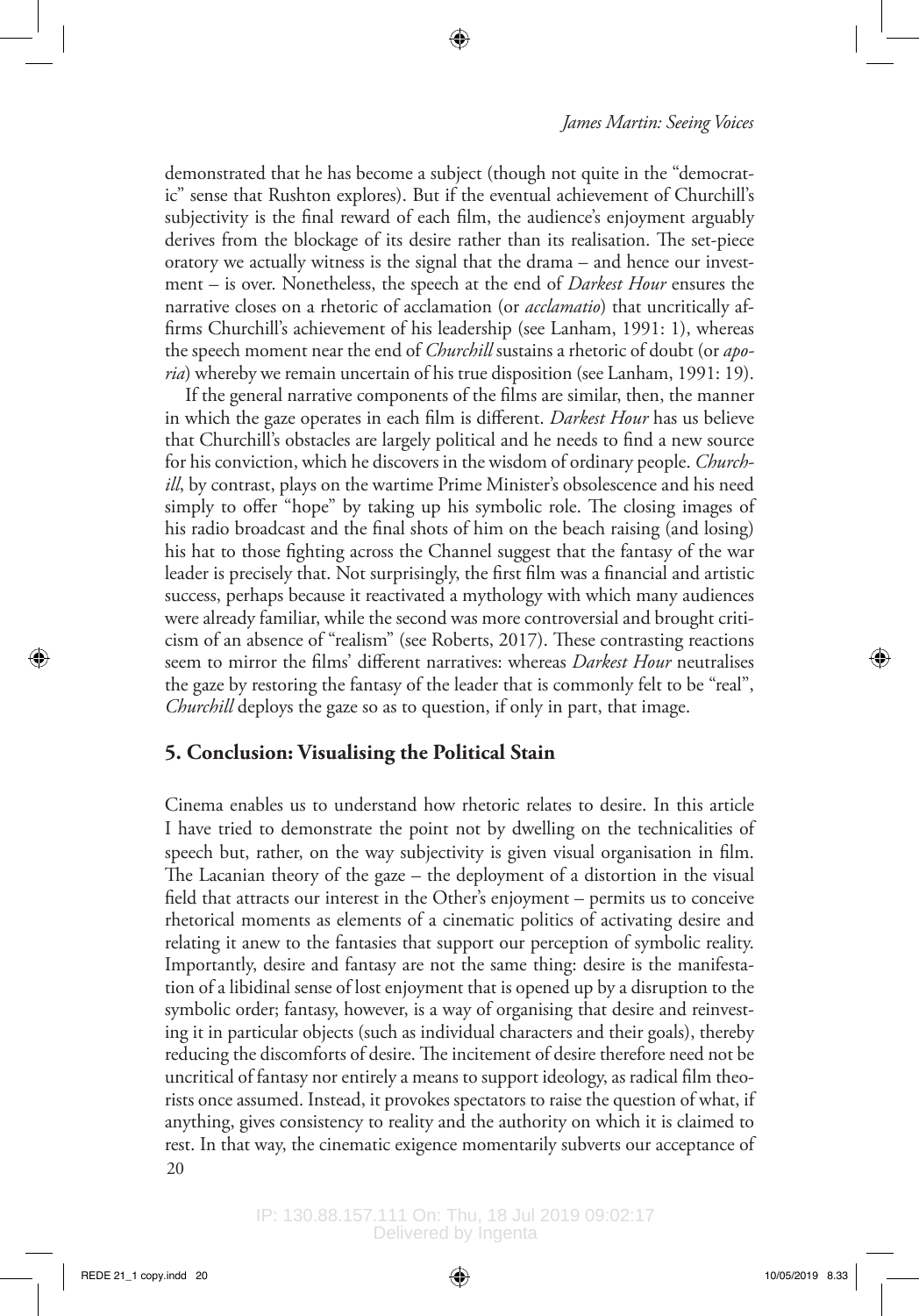demonstrated that he has become a subject (though not quite in the "democratic" sense that Rushton explores). But if the eventual achievement of Churchill's subjectivity is the final reward of each film, the audience's enjoyment arguably derives from the blockage of its desire rather than its realisation. The set-piece oratory we actually witness is the signal that the drama – and hence our investment – is over. Nonetheless, the speech at the end of *Darkest Hour* ensures the narrative closes on a rhetoric of acclamation (or *acclamatio*) that uncritically affirms Churchill's achievement of his leadership (see Lanham, 1991: 1), whereas the speech moment near the end of *Churchill* sustains a rhetoric of doubt (or *aporia*) whereby we remain uncertain of his true disposition (see Lanham, 1991: 19).

If the general narrative components of the films are similar, then, the manner in which the gaze operates in each film is different. *Darkest Hour* has us believe that Churchill's obstacles are largely political and he needs to find a new source for his conviction, which he discovers in the wisdom of ordinary people. *Churchill*, by contrast, plays on the wartime Prime Minister's obsolescence and his need simply to offer "hope" by taking up his symbolic role. The closing images of his radio broadcast and the final shots of him on the beach raising (and losing) his hat to those fighting across the Channel suggest that the fantasy of the war leader is precisely that. Not surprisingly, the first film was a financial and artistic success, perhaps because it reactivated a mythology with which many audiences were already familiar, while the second was more controversial and brought criticism of an absence of "realism" (see Roberts, 2017). These contrasting reactions seem to mirror the films' different narratives: whereas *Darkest Hour* neutralises the gaze by restoring the fantasy of the leader that is commonly felt to be "real", *Churchill* deploys the gaze so as to question, if only in part, that image.

## 5. Conclusion: Visualising the Political Stain

Cinema enables us to understand how rhetoric relates to desire. In this article I have tried to demonstrate the point not by dwelling on the technicalities of speech but, rather, on the way subjectivity is given visual organisation in film. The Lacanian theory of the gaze – the deployment of a distortion in the visual field that attracts our interest in the Other's enjoyment – permits us to conceive rhetorical moments as elements of a cinematic politics of activating desire and relating it anew to the fantasies that support our perception of symbolic reality. Importantly, desire and fantasy are not the same thing: desire is the manifestation of a libidinal sense of lost enjoyment that is opened up by a disruption to the symbolic order; fantasy, however, is a way of organising that desire and reinvesting it in particular objects (such as individual characters and their goals), thereby reducing the discomforts of desire. The incitement of desire therefore need not be uncritical of fantasy nor entirely a means to support ideology, as radical film theorists once assumed. Instead, it provokes spectators to raise the question of what, if anything, gives consistency to reality and the authority on which it is claimed to rest. In that way, the cinematic exigence momentarily subverts our acceptance of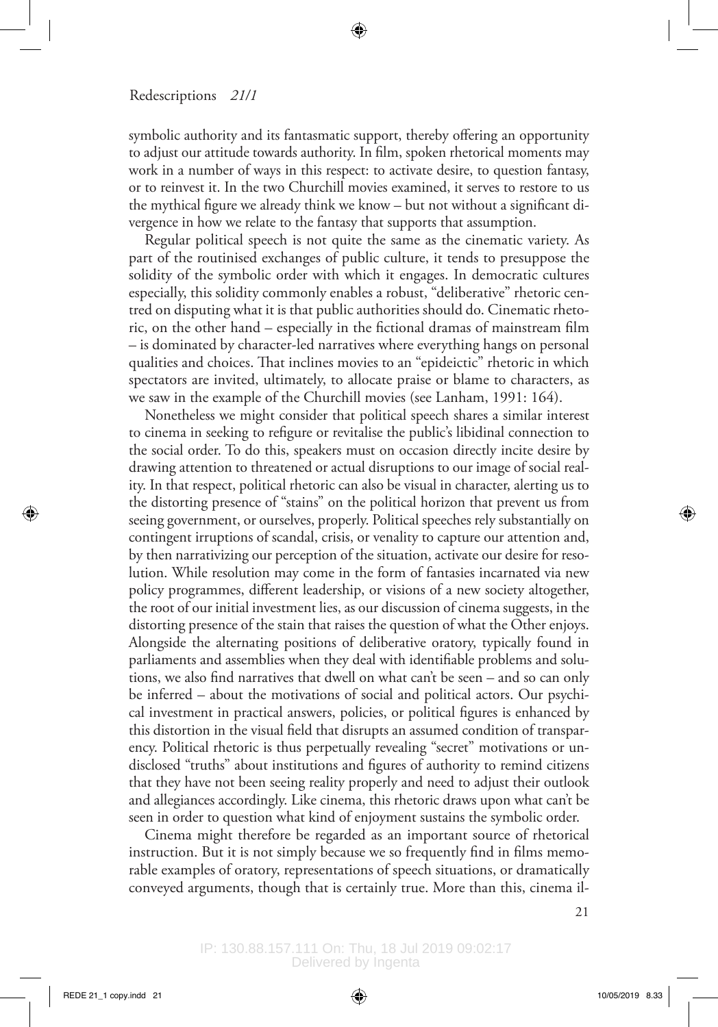symbolic authority and its fantasmatic support, thereby offering an opportunity to adjust our attitude towards authority. In film, spoken rhetorical moments may work in a number of ways in this respect: to activate desire, to question fantasy, or to reinvest it. In the two Churchill movies examined, it serves to restore to us the mythical figure we already think we know – but not without a significant divergence in how we relate to the fantasy that supports that assumption.

Regular political speech is not quite the same as the cinematic variety. As part of the routinised exchanges of public culture, it tends to presuppose the solidity of the symbolic order with which it engages. In democratic cultures especially, this solidity commonly enables a robust, "deliberative" rhetoric centred on disputing what it is that public authorities should do. Cinematic rhetoric, on the other hand – especially in the fictional dramas of mainstream film – is dominated by character-led narratives where everything hangs on personal qualities and choices. That inclines movies to an "epideictic" rhetoric in which spectators are invited, ultimately, to allocate praise or blame to characters, as we saw in the example of the Churchill movies (see Lanham, 1991: 164).

Nonetheless we might consider that political speech shares a similar interest to cinema in seeking to refigure or revitalise the public's libidinal connection to the social order. To do this, speakers must on occasion directly incite desire by drawing attention to threatened or actual disruptions to our image of social reality. In that respect, political rhetoric can also be visual in character, alerting us to the distorting presence of "stains" on the political horizon that prevent us from seeing government, or ourselves, properly. Political speeches rely substantially on contingent irruptions of scandal, crisis, or venality to capture our attention and, by then narrativizing our perception of the situation, activate our desire for resolution. While resolution may come in the form of fantasies incarnated via new policy programmes, different leadership, or visions of a new society altogether, the root of our initial investment lies, as our discussion of cinema suggests, in the distorting presence of the stain that raises the question of what the Other enjoys. Alongside the alternating positions of deliberative oratory, typically found in parliaments and assemblies when they deal with identifiable problems and solutions, we also find narratives that dwell on what can't be seen – and so can only be inferred – about the motivations of social and political actors. Our psychical investment in practical answers, policies, or political figures is enhanced by this distortion in the visual field that disrupts an assumed condition of transparency. Political rhetoric is thus perpetually revealing "secret" motivations or undisclosed "truths" about institutions and figures of authority to remind citizens that they have not been seeing reality properly and need to adjust their outlook and allegiances accordingly. Like cinema, this rhetoric draws upon what can't be seen in order to question what kind of enjoyment sustains the symbolic order.

Cinema might therefore be regarded as an important source of rhetorical instruction. But it is not simply because we so frequently find in films memorable examples of oratory, representations of speech situations, or dramatically conveyed arguments, though that is certainly true. More than this, cinema il-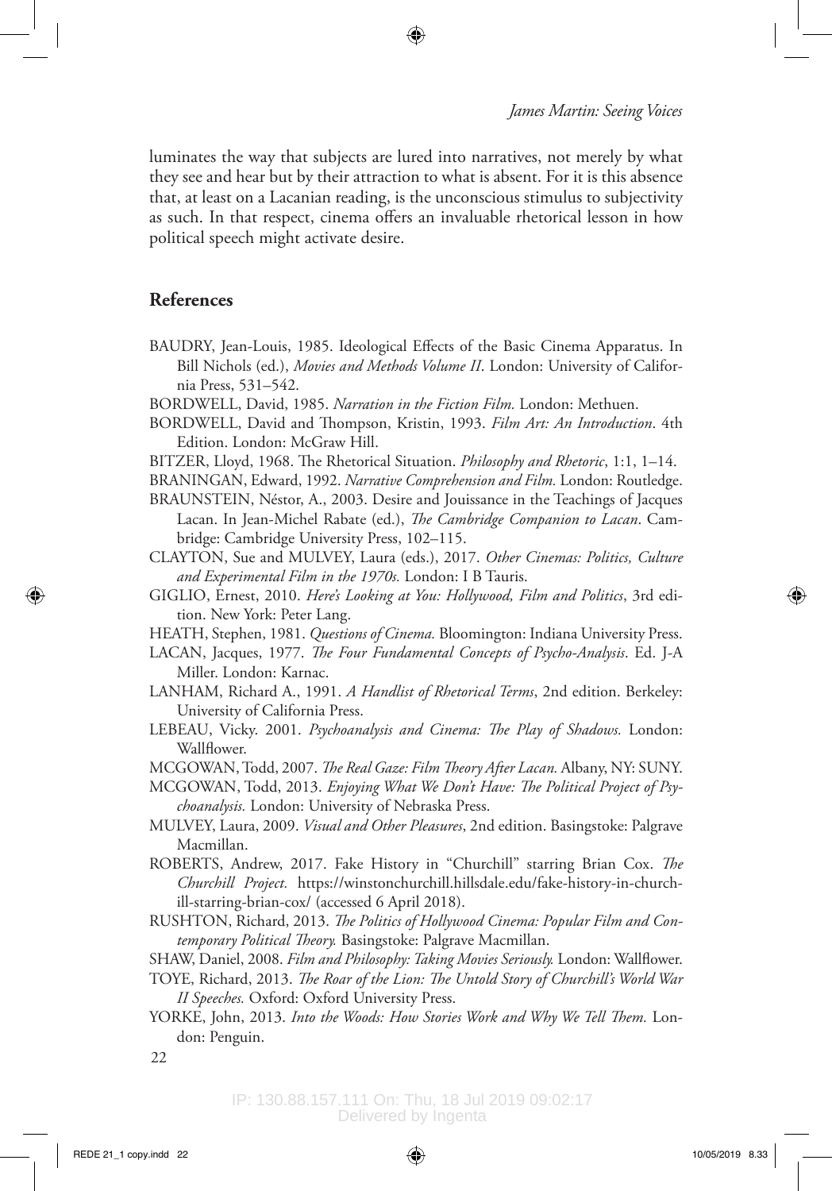luminates the way that subjects are lured into narratives, not merely by what they see and hear but by their attraction to what is absent. For it is this absence that, at least on a Lacanian reading, is the unconscious stimulus to subjectivity as such. In that respect, cinema offers an invaluable rhetorical lesson in how political speech might activate desire.

## References

BAUDRY, Jean-Louis, 1985. Ideological Effects of the Basic Cinema Apparatus. In Bill Nichols (ed.), *Movies and Methods Volume II*. London: University of California Press, 531–542.

BORDWELL, David, 1985. *Narration in the Fiction Film.* London: Methuen.

BORDWELL, David and Thompson, Kristin, 1993. *Film Art: An Introduction*. 4th Edition. London: McGraw Hill.

BITZER, Lloyd, 1968. The Rhetorical Situation. *Philosophy and Rhetoric*, 1:1, 1–14.

BRANINGAN, Edward, 1992. *Narrative Comprehension and Film.* London: Routledge.

BRAUNSTEIN, Néstor, A., 2003. Desire and Jouissance in the Teachings of Jacques Lacan. In Jean-Michel Rabate (ed.), *The Cambridge Companion to Lacan*. Cambridge: Cambridge University Press, 102–115.

CLAYTON, Sue and MULVEY, Laura (eds.), 2017. *Other Cinemas: Politics, Culture and Experimental Film in the 1970s.* London: I B Tauris.

GIGLIO, Ernest, 2010. *Here's Looking at You: Hollywood, Film and Politics*, 3rd edition. New York: Peter Lang.

HEATH, Stephen, 1981. *Questions of Cinema.* Bloomington: Indiana University Press.

LACAN, Jacques, 1977. *The Four Fundamental Concepts of Psycho-Analysis*. Ed. J-A Miller. London: Karnac.

LANHAM, Richard A., 1991. *A Handlist of Rhetorical Terms*, 2nd edition. Berkeley: University of California Press.

LEBEAU, Vicky. 2001. *Psychoanalysis and Cinema: The Play of Shadows.* London: Wallflower.

MCGOWAN, Todd, 2007. *The Real Gaze: Film Theory After Lacan.* Albany, NY: SUNY.

MCGOWAN, Todd, 2013. *Enjoying What We Don't Have: The Political Project of Psychoanalysis.* London: University of Nebraska Press.

MULVEY, Laura, 2009. *Visual and Other Pleasures*, 2nd edition. Basingstoke: Palgrave Macmillan.

ROBERTS, Andrew, 2017. Fake History in "Churchill" starring Brian Cox. *The Churchill Project.* https://winstonchurchill.hillsdale.edu/fake-history-in-churchill-starring-brian-cox/ (accessed 6 April 2018).

RUSHTON, Richard, 2013. *The Politics of Hollywood Cinema: Popular Film and Contemporary Political Theory.* Basingstoke: Palgrave Macmillan.

SHAW, Daniel, 2008. *Film and Philosophy: Taking Movies Seriously.* London: Wallflower.

TOYE, Richard, 2013. *The Roar of the Lion: The Untold Story of Churchill's World War II Speeches.* Oxford: Oxford University Press.

YORKE, John, 2013. *Into the Woods: How Stories Work and Why We Tell Them.* London: Penguin.